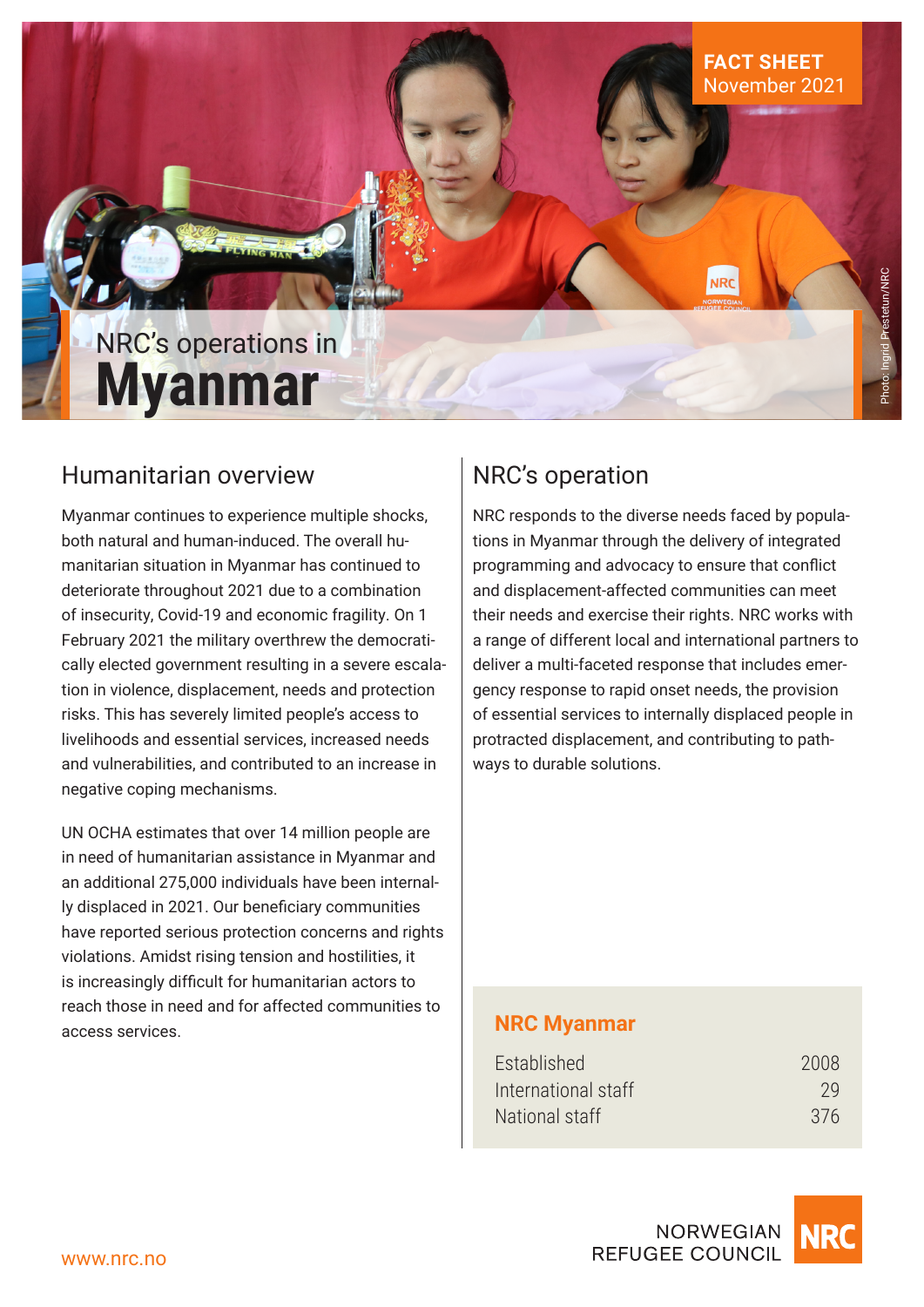FACT SHEET
November 2021

# NRC's operations in Myanmar

Photo: Ingrid Prestetun/NRC

## Humanitarian overview

Myanmar continues to experience multiple shocks, both natural and human-induced. The overall humanitarian situation in Myanmar has continued to deteriorate throughout 2021 due to a combination of insecurity, Covid-19 and economic fragility. On 1 February 2021 the military overthrew the democratically elected government resulting in a severe escalation in violence, displacement, needs and protection risks. This has severely limited people's access to livelihoods and essential services, increased needs and vulnerabilities, and contributed to an increase in negative coping mechanisms.

UN OCHA estimates that over 14 million people are in need of humanitarian assistance in Myanmar and an additional 275,000 individuals have been internally displaced in 2021. Our beneficiary communities have reported serious protection concerns and rights violations. Amidst rising tension and hostilities, it is increasingly difficult for humanitarian actors to reach those in need and for affected communities to access services.

## NRC's operation

NRC responds to the diverse needs faced by populations in Myanmar through the delivery of integrated programming and advocacy to ensure that conflict and displacement-affected communities can meet their needs and exercise their rights. NRC works with a range of different local and international partners to deliver a multi-faceted response that includes emergency response to rapid onset needs, the provision of essential services to internally displaced people in protracted displacement, and contributing to pathways to durable solutions.

### NRC Myanmar

| | |
|---|---|
| Established | 2008 |
| International staff | 29 |
| National staff | 376 |

www.nrc.no

NORWEGIAN REFUGEE COUNCIL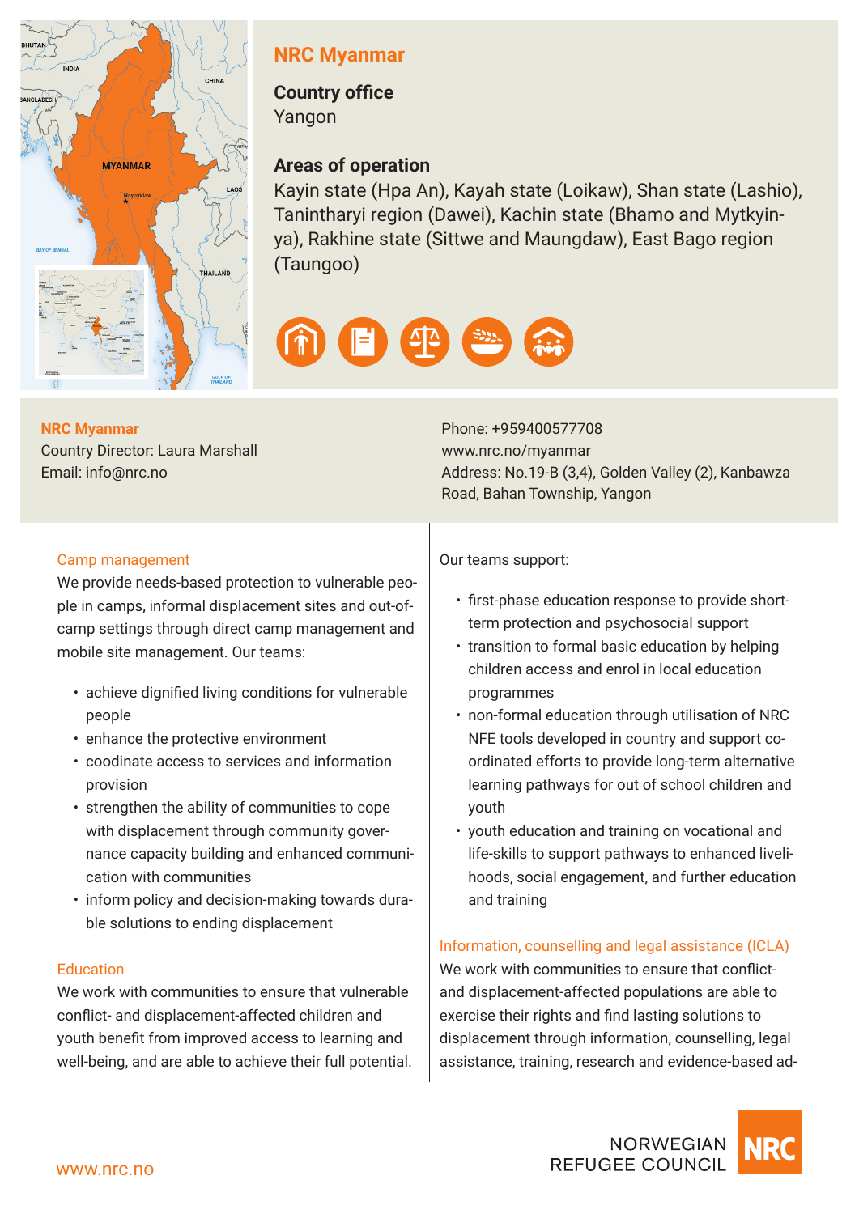## NRC Myanmar

### Country office

Yangon

### Areas of operation

Kayin state (Hpa An), Kayah state (Loikaw), Shan state (Lashio), Tanintharyi region (Dawei), Kachin state (Bhamo and Mytkyinya), Rakhine state (Sittwe and Maungdaw), East Bago region (Taungoo)

**NRC Myanmar**
Country Director: Laura Marshall
Email: info@nrc.no

Phone: +959400577708
www.nrc.no/myanmar
Address: No.19-B (3,4), Golden Valley (2), Kanbawza Road, Bahan Township, Yangon

### Camp management

We provide needs-based protection to vulnerable people in camps, informal displacement sites and out-of-camp settings through direct camp management and mobile site management. Our teams:

- achieve dignified living conditions for vulnerable people
- enhance the protective environment
- coodinate access to services and information provision
- strengthen the ability of communities to cope with displacement through community governance capacity building and enhanced communication with communities
- inform policy and decision-making towards durable solutions to ending displacement

### Education

We work with communities to ensure that vulnerable conflict- and displacement-affected children and youth benefit from improved access to learning and well-being, and are able to achieve their full potential.

Our teams support:

- first-phase education response to provide short-term protection and psychosocial support
- transition to formal basic education by helping children access and enrol in local education programmes
- non-formal education through utilisation of NRC NFE tools developed in country and support co-ordinated efforts to provide long-term alternative learning pathways for out of school children and youth
- youth education and training on vocational and life-skills to support pathways to enhanced livelihoods, social engagement, and further education and training

### Information, counselling and legal assistance (ICLA)

We work with communities to ensure that conflict- and displacement-affected populations are able to exercise their rights and find lasting solutions to displacement through information, counselling, legal assistance, training, research and evidence-based ad-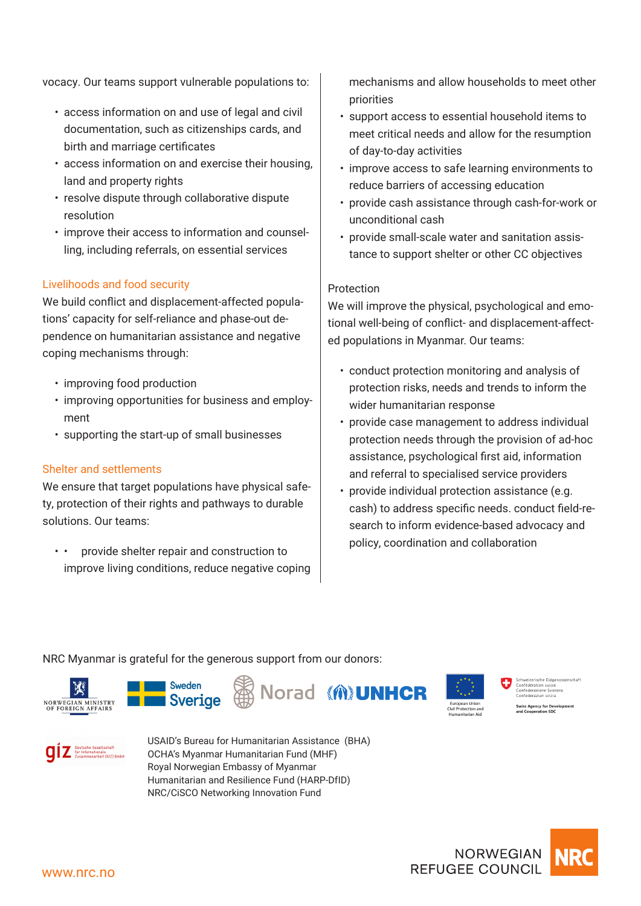vocacy. Our teams support vulnerable populations to:

- access information on and use of legal and civil documentation, such as citizenships cards, and birth and marriage certificates
- access information on and exercise their housing, land and property rights
- resolve dispute through collaborative dispute resolution
- improve their access to information and counselling, including referrals, on essential services

### Livelihoods and food security

We build conflict and displacement-affected populations' capacity for self-reliance and phase-out dependence on humanitarian assistance and negative coping mechanisms through:

- improving food production
- improving opportunities for business and employment
- supporting the start-up of small businesses

### Shelter and settlements

We ensure that target populations have physical safety, protection of their rights and pathways to durable solutions. Our teams:

- provide shelter repair and construction to improve living conditions, reduce negative coping mechanisms and allow households to meet other priorities
- support access to essential household items to meet critical needs and allow for the resumption of day-to-day activities
- improve access to safe learning environments to reduce barriers of accessing education
- provide cash assistance through cash-for-work or unconditional cash
- provide small-scale water and sanitation assistance to support shelter or other CC objectives

### Protection

We will improve the physical, psychological and emotional well-being of conflict- and displacement-affected populations in Myanmar. Our teams:

- conduct protection monitoring and analysis of protection risks, needs and trends to inform the wider humanitarian response
- provide case management to address individual protection needs through the provision of ad-hoc assistance, psychological first aid, information and referral to specialised service providers
- provide individual protection assistance (e.g. cash) to address specific needs. conduct field-research to inform evidence-based advocacy and policy, coordination and collaboration

NRC Myanmar is grateful for the generous support from our donors:

Norwegian Ministry of Foreign Affairs
Sweden Sverige
Norad
UNHCR
European Union Civil Protection and Humanitarian Aid
Schweizerische Eidgenossenschaft / Confédération suisse / Confederazione Svizzera / Confederaziun svizra – Swiss Agency for Development and Cooperation SDC
giz Deutsche Gesellschaft für Internationale Zusammenarbeit (GIZ) GmbH

USAID's Bureau for Humanitarian Assistance (BHA)
OCHA's Myanmar Humanitarian Fund (MHF)
Royal Norwegian Embassy of Myanmar
Humanitarian and Resilience Fund (HARP-DfID)
NRC/CiSCO Networking Innovation Fund

www.nrc.no

NORWEGIAN REFUGEE COUNCIL NRC